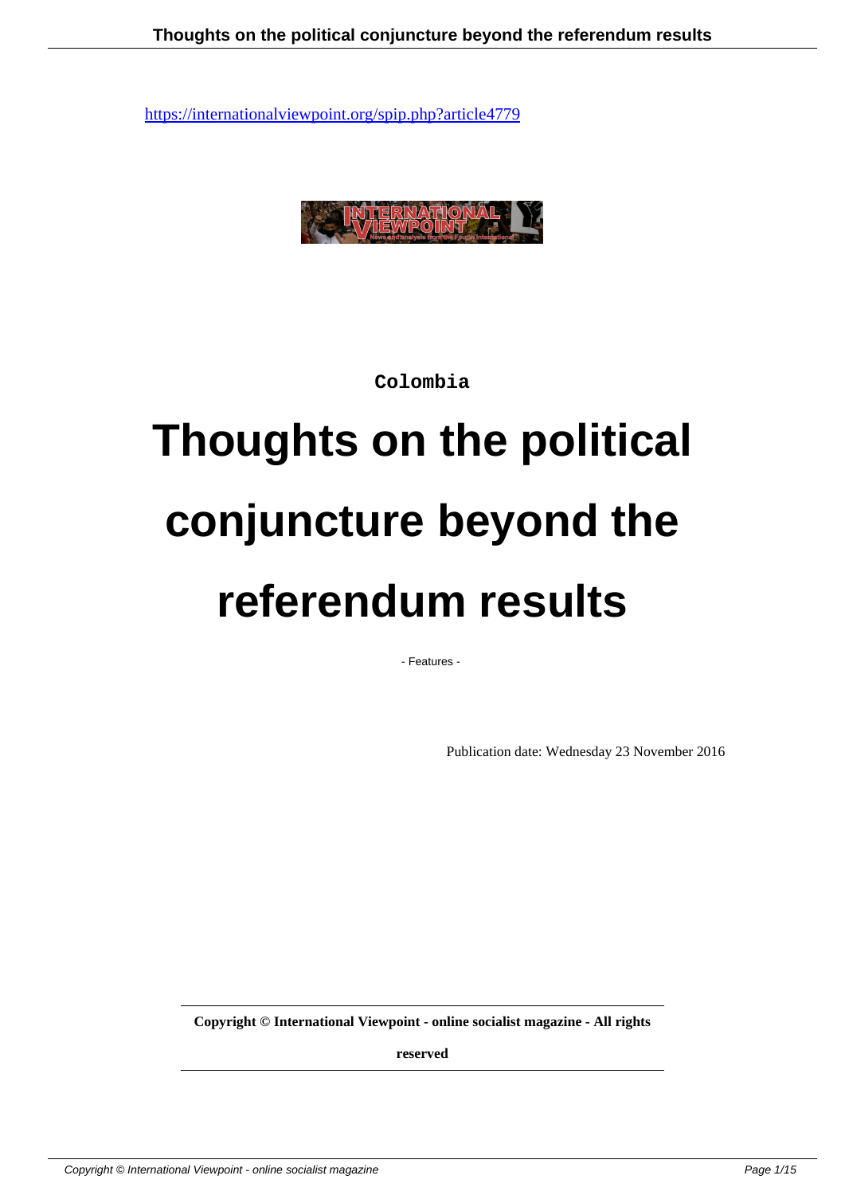https://internationalviewpoint.org/spip.php?article4779

Colombia

# Thoughts on the political conjuncture beyond the referendum results

- Features -

Publication date: Wednesday 23 November 2016

**Copyright © International Viewpoint - online socialist magazine - All rights reserved**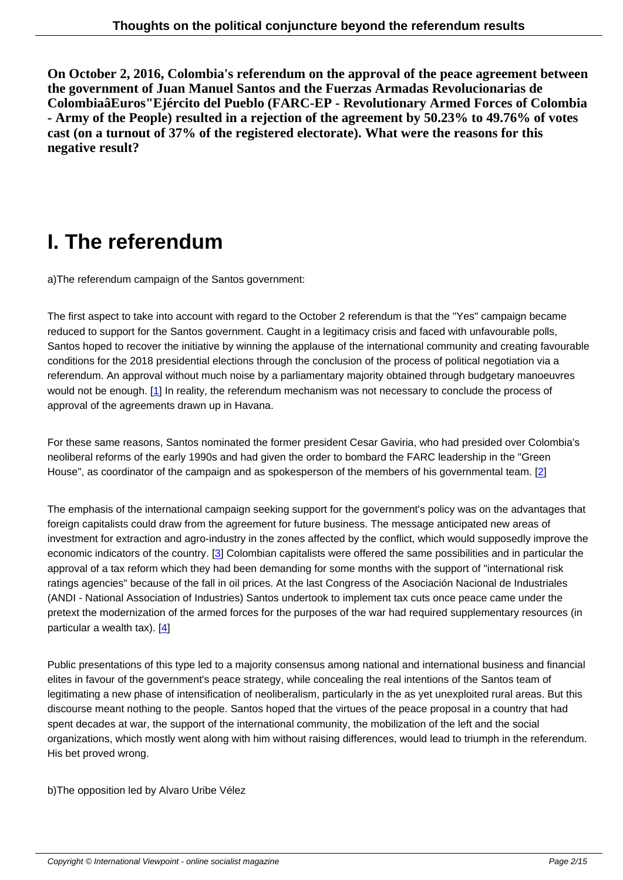**On October 2, 2016, Colombia's referendum on the approval of the peace agreement between the government of Juan Manuel Santos and the Fuerzas Armadas Revolucionarias de ColombiaâEuros"Ejército del Pueblo (FARC-EP - Revolutionary Armed Forces of Colombia - Army of the People) resulted in a rejection of the agreement by 50.23% to 49.76% of votes cast (on a turnout of 37% of the registered electorate). What were the reasons for this negative result?**

# I. The referendum

a)The referendum campaign of the Santos government:

The first aspect to take into account with regard to the October 2 referendum is that the "Yes" campaign became reduced to support for the Santos government. Caught in a legitimacy crisis and faced with unfavourable polls, Santos hoped to recover the initiative by winning the applause of the international community and creating favourable conditions for the 2018 presidential elections through the conclusion of the process of political negotiation via a referendum. An approval without much noise by a parliamentary majority obtained through budgetary manoeuvres would not be enough. [1] In reality, the referendum mechanism was not necessary to conclude the process of approval of the agreements drawn up in Havana.

For these same reasons, Santos nominated the former president Cesar Gaviria, who had presided over Colombia's neoliberal reforms of the early 1990s and had given the order to bombard the FARC leadership in the "Green House", as coordinator of the campaign and as spokesperson of the members of his governmental team. [2]

The emphasis of the international campaign seeking support for the government's policy was on the advantages that foreign capitalists could draw from the agreement for future business. The message anticipated new areas of investment for extraction and agro-industry in the zones affected by the conflict, which would supposedly improve the economic indicators of the country. [3] Colombian capitalists were offered the same possibilities and in particular the approval of a tax reform which they had been demanding for some months with the support of "international risk ratings agencies" because of the fall in oil prices. At the last Congress of the Asociación Nacional de Industriales (ANDI - National Association of Industries) Santos undertook to implement tax cuts once peace came under the pretext the modernization of the armed forces for the purposes of the war had required supplementary resources (in particular a wealth tax). [4]

Public presentations of this type led to a majority consensus among national and international business and financial elites in favour of the government's peace strategy, while concealing the real intentions of the Santos team of legitimating a new phase of intensification of neoliberalism, particularly in the as yet unexploited rural areas. But this discourse meant nothing to the people. Santos hoped that the virtues of the peace proposal in a country that had spent decades at war, the support of the international community, the mobilization of the left and the social organizations, which mostly went along with him without raising differences, would lead to triumph in the referendum. His bet proved wrong.

b)The opposition led by Alvaro Uribe Vélez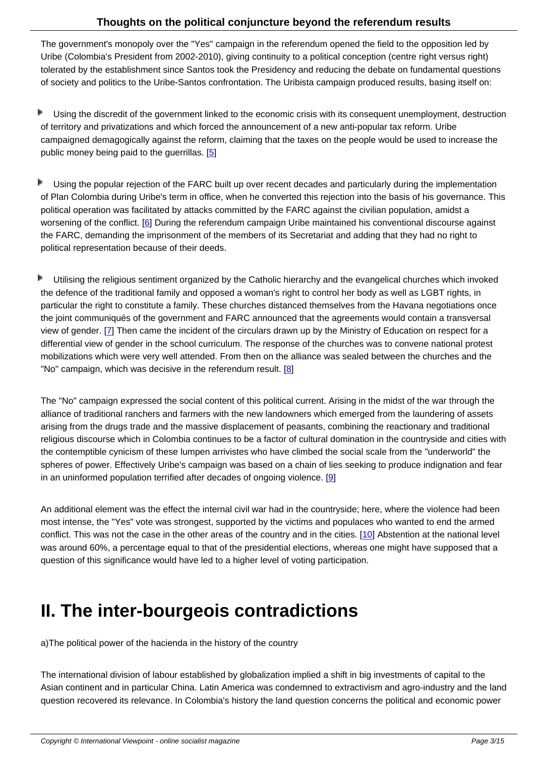The government's monopoly over the "Yes" campaign in the referendum opened the field to the opposition led by Uribe (Colombia's President from 2002-2010), giving continuity to a political conception (centre right versus right) tolerated by the establishment since Santos took the Presidency and reducing the debate on fundamental questions of society and politics to the Uribe-Santos confrontation. The Uribista campaign produced results, basing itself on:

- Using the discredit of the government linked to the economic crisis with its consequent unemployment, destruction of territory and privatizations and which forced the announcement of a new anti-popular tax reform. Uribe campaigned demagogically against the reform, claiming that the taxes on the people would be used to increase the public money being paid to the guerrillas. [5]

- Using the popular rejection of the FARC built up over recent decades and particularly during the implementation of Plan Colombia during Uribe's term in office, when he converted this rejection into the basis of his governance. This political operation was facilitated by attacks committed by the FARC against the civilian population, amidst a worsening of the conflict. [6] During the referendum campaign Uribe maintained his conventional discourse against the FARC, demanding the imprisonment of the members of its Secretariat and adding that they had no right to political representation because of their deeds.

- Utilising the religious sentiment organized by the Catholic hierarchy and the evangelical churches which invoked the defence of the traditional family and opposed a woman's right to control her body as well as LGBT rights, in particular the right to constitute a family. These churches distanced themselves from the Havana negotiations once the joint communiqués of the government and FARC announced that the agreements would contain a transversal view of gender. [7] Then came the incident of the circulars drawn up by the Ministry of Education on respect for a differential view of gender in the school curriculum. The response of the churches was to convene national protest mobilizations which were very well attended. From then on the alliance was sealed between the churches and the "No" campaign, which was decisive in the referendum result. [8]

The "No" campaign expressed the social content of this political current. Arising in the midst of the war through the alliance of traditional ranchers and farmers with the new landowners which emerged from the laundering of assets arising from the drugs trade and the massive displacement of peasants, combining the reactionary and traditional religious discourse which in Colombia continues to be a factor of cultural domination in the countryside and cities with the contemptible cynicism of these lumpen arrivistes who have climbed the social scale from the "underworld" the spheres of power. Effectively Uribe's campaign was based on a chain of lies seeking to produce indignation and fear in an uninformed population terrified after decades of ongoing violence. [9]

An additional element was the effect the internal civil war had in the countryside; here, where the violence had been most intense, the "Yes" vote was strongest, supported by the victims and populaces who wanted to end the armed conflict. This was not the case in the other areas of the country and in the cities. [10] Abstention at the national level was around 60%, a percentage equal to that of the presidential elections, whereas one might have supposed that a question of this significance would have led to a higher level of voting participation.

# II. The inter-bourgeois contradictions

a)The political power of the hacienda in the history of the country

The international division of labour established by globalization implied a shift in big investments of capital to the Asian continent and in particular China. Latin America was condemned to extractivism and agro-industry and the land question recovered its relevance. In Colombia's history the land question concerns the political and economic power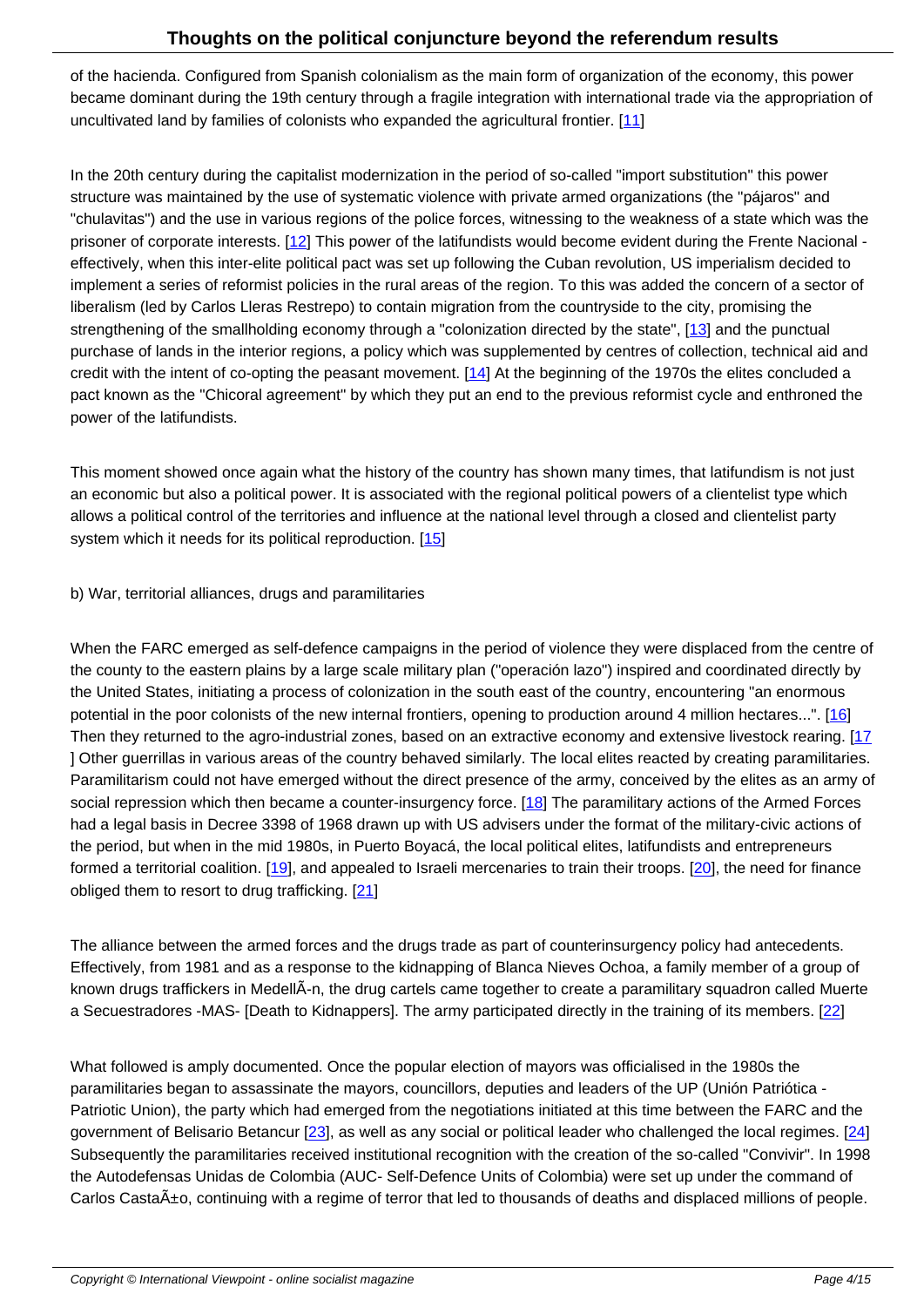of the hacienda. Configured from Spanish colonialism as the main form of organization of the economy, this power became dominant during the 19th century through a fragile integration with international trade via the appropriation of uncultivated land by families of colonists who expanded the agricultural frontier. [11]

In the 20th century during the capitalist modernization in the period of so-called "import substitution" this power structure was maintained by the use of systematic violence with private armed organizations (the "pájaros" and "chulavitas") and the use in various regions of the police forces, witnessing to the weakness of a state which was the prisoner of corporate interests. [12] This power of the latifundists would become evident during the Frente Nacional - effectively, when this inter-elite political pact was set up following the Cuban revolution, US imperialism decided to implement a series of reformist policies in the rural areas of the region. To this was added the concern of a sector of liberalism (led by Carlos Lleras Restrepo) to contain migration from the countryside to the city, promising the strengthening of the smallholding economy through a "colonization directed by the state", [13] and the punctual purchase of lands in the interior regions, a policy which was supplemented by centres of collection, technical aid and credit with the intent of co-opting the peasant movement. [14] At the beginning of the 1970s the elites concluded a pact known as the "Chicoral agreement" by which they put an end to the previous reformist cycle and enthroned the power of the latifundists.

This moment showed once again what the history of the country has shown many times, that latifundism is not just an economic but also a political power. It is associated with the regional political powers of a clientelist type which allows a political control of the territories and influence at the national level through a closed and clientelist party system which it needs for its political reproduction. [15]

b) War, territorial alliances, drugs and paramilitaries

When the FARC emerged as self-defence campaigns in the period of violence they were displaced from the centre of the county to the eastern plains by a large scale military plan ("operación lazo") inspired and coordinated directly by the United States, initiating a process of colonization in the south east of the country, encountering "an enormous potential in the poor colonists of the new internal frontiers, opening to production around 4 million hectares...". [16] Then they returned to the agro-industrial zones, based on an extractive economy and extensive livestock rearing. [17] Other guerrillas in various areas of the country behaved similarly. The local elites reacted by creating paramilitaries. Paramilitarism could not have emerged without the direct presence of the army, conceived by the elites as an army of social repression which then became a counter-insurgency force. [18] The paramilitary actions of the Armed Forces had a legal basis in Decree 3398 of 1968 drawn up with US advisers under the format of the military-civic actions of the period, but when in the mid 1980s, in Puerto Boyacá, the local political elites, latifundists and entrepreneurs formed a territorial coalition. [19], and appealed to Israeli mercenaries to train their troops. [20], the need for finance obliged them to resort to drug trafficking. [21]

The alliance between the armed forces and the drugs trade as part of counterinsurgency policy had antecedents. Effectively, from 1981 and as a response to the kidnapping of Blanca Nieves Ochoa, a family member of a group of known drugs traffickers in MedellÃ­n, the drug cartels came together to create a paramilitary squadron called Muerte a Secuestradores -MAS- [Death to Kidnappers]. The army participated directly in the training of its members. [22]

What followed is amply documented. Once the popular election of mayors was officialised in the 1980s the paramilitaries began to assassinate the mayors, councillors, deputies and leaders of the UP (Unión Patriótica - Patriotic Union), the party which had emerged from the negotiations initiated at this time between the FARC and the government of Belisario Betancur [23], as well as any social or political leader who challenged the local regimes. [24] Subsequently the paramilitaries received institutional recognition with the creation of the so-called "Convivir". In 1998 the Autodefensas Unidas de Colombia (AUC- Self-Defence Units of Colombia) were set up under the command of Carlos CastaÃ±o, continuing with a regime of terror that led to thousands of deaths and displaced millions of people.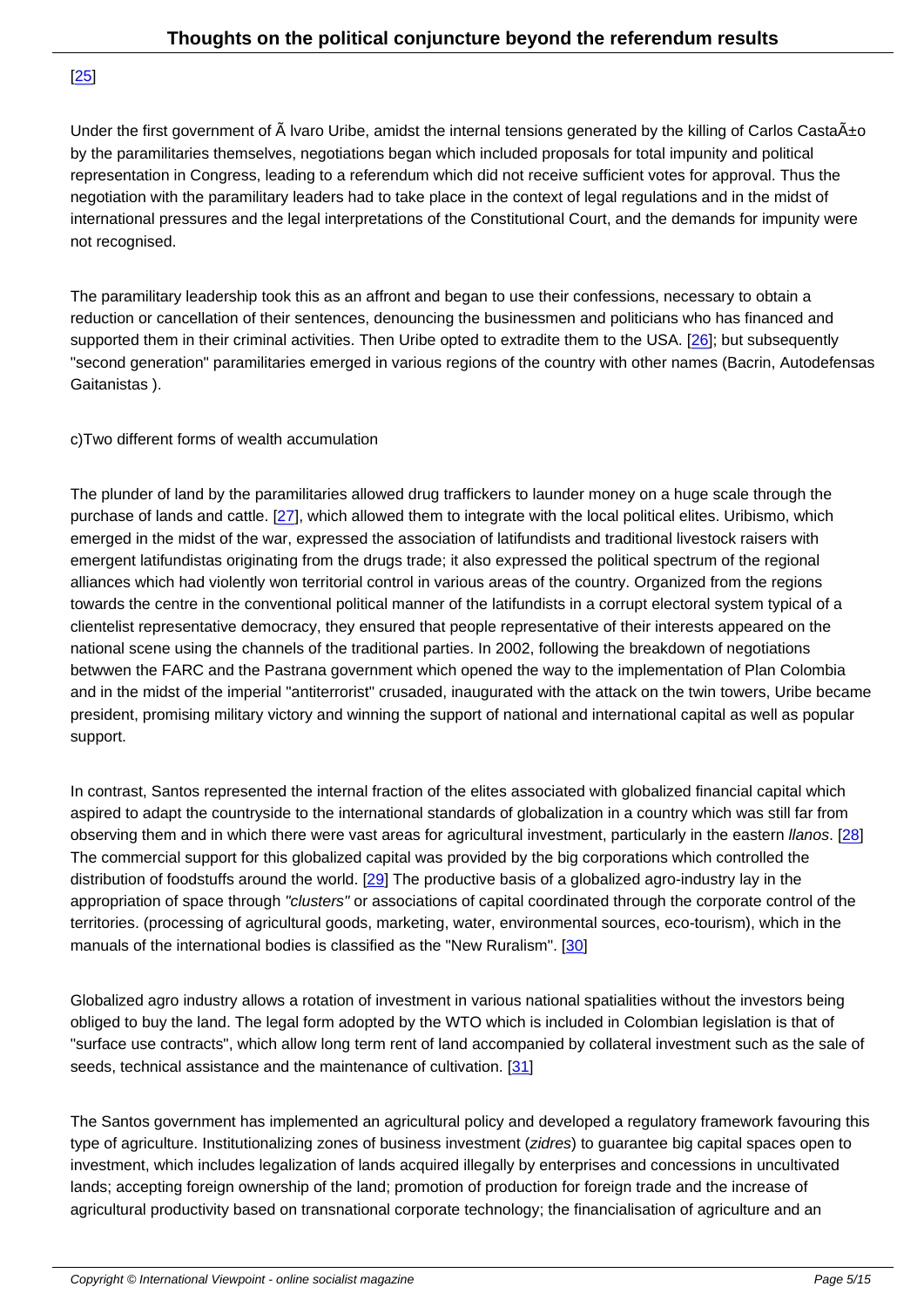[25]

Under the first government of Ã lvaro Uribe, amidst the internal tensions generated by the killing of Carlos CastaÃ±o by the paramilitaries themselves, negotiations began which included proposals for total impunity and political representation in Congress, leading to a referendum which did not receive sufficient votes for approval. Thus the negotiation with the paramilitary leaders had to take place in the context of legal regulations and in the midst of international pressures and the legal interpretations of the Constitutional Court, and the demands for impunity were not recognised.

The paramilitary leadership took this as an affront and began to use their confessions, necessary to obtain a reduction or cancellation of their sentences, denouncing the businessmen and politicians who has financed and supported them in their criminal activities. Then Uribe opted to extradite them to the USA. [26]; but subsequently "second generation" paramilitaries emerged in various regions of the country with other names (Bacrin, Autodefensas Gaitanistas ).

c)Two different forms of wealth accumulation

The plunder of land by the paramilitaries allowed drug traffickers to launder money on a huge scale through the purchase of lands and cattle. [27], which allowed them to integrate with the local political elites. Uribismo, which emerged in the midst of the war, expressed the association of latifundists and traditional livestock raisers with emergent latifundistas originating from the drugs trade; it also expressed the political spectrum of the regional alliances which had violently won territorial control in various areas of the country. Organized from the regions towards the centre in the conventional political manner of the latifundists in a corrupt electoral system typical of a clientelist representative democracy, they ensured that people representative of their interests appeared on the national scene using the channels of the traditional parties. In 2002, following the breakdown of negotiations betwwen the FARC and the Pastrana government which opened the way to the implementation of Plan Colombia and in the midst of the imperial "antiterrorist" crusaded, inaugurated with the attack on the twin towers, Uribe became president, promising military victory and winning the support of national and international capital as well as popular support.

In contrast, Santos represented the internal fraction of the elites associated with globalized financial capital which aspired to adapt the countryside to the international standards of globalization in a country which was still far from observing them and in which there were vast areas for agricultural investment, particularly in the eastern *llanos*. [28] The commercial support for this globalized capital was provided by the big corporations which controlled the distribution of foodstuffs around the world. [29] The productive basis of a globalized agro-industry lay in the appropriation of space through *"clusters"* or associations of capital coordinated through the corporate control of the territories. (processing of agricultural goods, marketing, water, environmental sources, eco-tourism), which in the manuals of the international bodies is classified as the "New Ruralism". [30]

Globalized agro industry allows a rotation of investment in various national spatialities without the investors being obliged to buy the land. The legal form adopted by the WTO which is included in Colombian legislation is that of "surface use contracts", which allow long term rent of land accompanied by collateral investment such as the sale of seeds, technical assistance and the maintenance of cultivation. [31]

The Santos government has implemented an agricultural policy and developed a regulatory framework favouring this type of agriculture. Institutionalizing zones of business investment (*zidres*) to guarantee big capital spaces open to investment, which includes legalization of lands acquired illegally by enterprises and concessions in uncultivated lands; accepting foreign ownership of the land; promotion of production for foreign trade and the increase of agricultural productivity based on transnational corporate technology; the financialisation of agriculture and an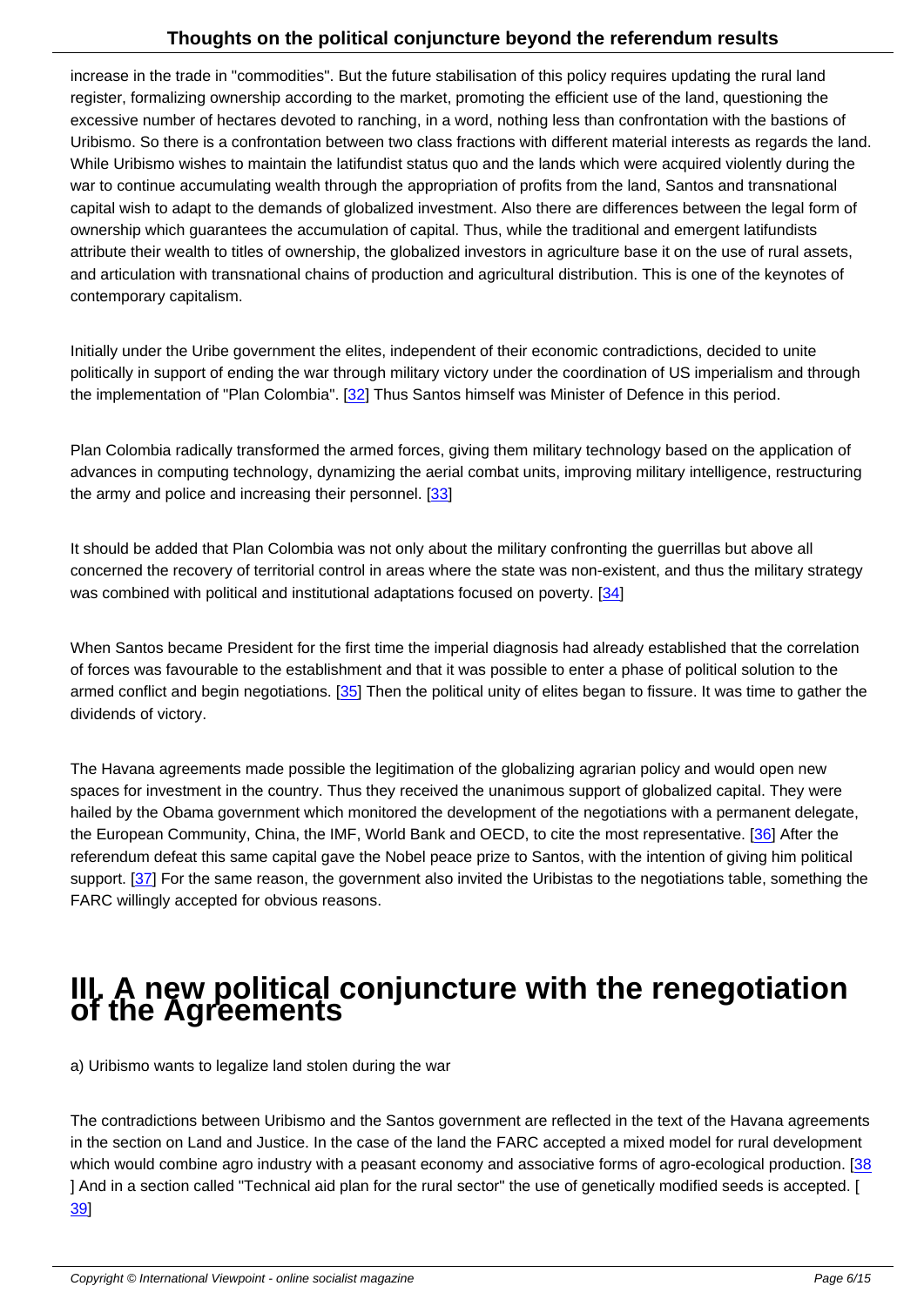increase in the trade in "commodities". But the future stabilisation of this policy requires updating the rural land register, formalizing ownership according to the market, promoting the efficient use of the land, questioning the excessive number of hectares devoted to ranching, in a word, nothing less than confrontation with the bastions of Uribismo. So there is a confrontation between two class fractions with different material interests as regards the land. While Uribismo wishes to maintain the latifundist status quo and the lands which were acquired violently during the war to continue accumulating wealth through the appropriation of profits from the land, Santos and transnational capital wish to adapt to the demands of globalized investment. Also there are differences between the legal form of ownership which guarantees the accumulation of capital. Thus, while the traditional and emergent latifundists attribute their wealth to titles of ownership, the globalized investors in agriculture base it on the use of rural assets, and articulation with transnational chains of production and agricultural distribution. This is one of the keynotes of contemporary capitalism.

Initially under the Uribe government the elites, independent of their economic contradictions, decided to unite politically in support of ending the war through military victory under the coordination of US imperialism and through the implementation of "Plan Colombia". [32] Thus Santos himself was Minister of Defence in this period.

Plan Colombia radically transformed the armed forces, giving them military technology based on the application of advances in computing technology, dynamizing the aerial combat units, improving military intelligence, restructuring the army and police and increasing their personnel. [33]

It should be added that Plan Colombia was not only about the military confronting the guerrillas but above all concerned the recovery of territorial control in areas where the state was non-existent, and thus the military strategy was combined with political and institutional adaptations focused on poverty. [34]

When Santos became President for the first time the imperial diagnosis had already established that the correlation of forces was favourable to the establishment and that it was possible to enter a phase of political solution to the armed conflict and begin negotiations. [35] Then the political unity of elites began to fissure. It was time to gather the dividends of victory.

The Havana agreements made possible the legitimation of the globalizing agrarian policy and would open new spaces for investment in the country. Thus they received the unanimous support of globalized capital. They were hailed by the Obama government which monitored the development of the negotiations with a permanent delegate, the European Community, China, the IMF, World Bank and OECD, to cite the most representative. [36] After the referendum defeat this same capital gave the Nobel peace prize to Santos, with the intention of giving him political support. [37] For the same reason, the government also invited the Uribistas to the negotiations table, something the FARC willingly accepted for obvious reasons.

# III. A new political conjuncture with the renegotiation of the Agreements

a) Uribismo wants to legalize land stolen during the war

The contradictions between Uribismo and the Santos government are reflected in the text of the Havana agreements in the section on Land and Justice. In the case of the land the FARC accepted a mixed model for rural development which would combine agro industry with a peasant economy and associative forms of agro-ecological production. [38] And in a section called "Technical aid plan for the rural sector" the use of genetically modified seeds is accepted. [39]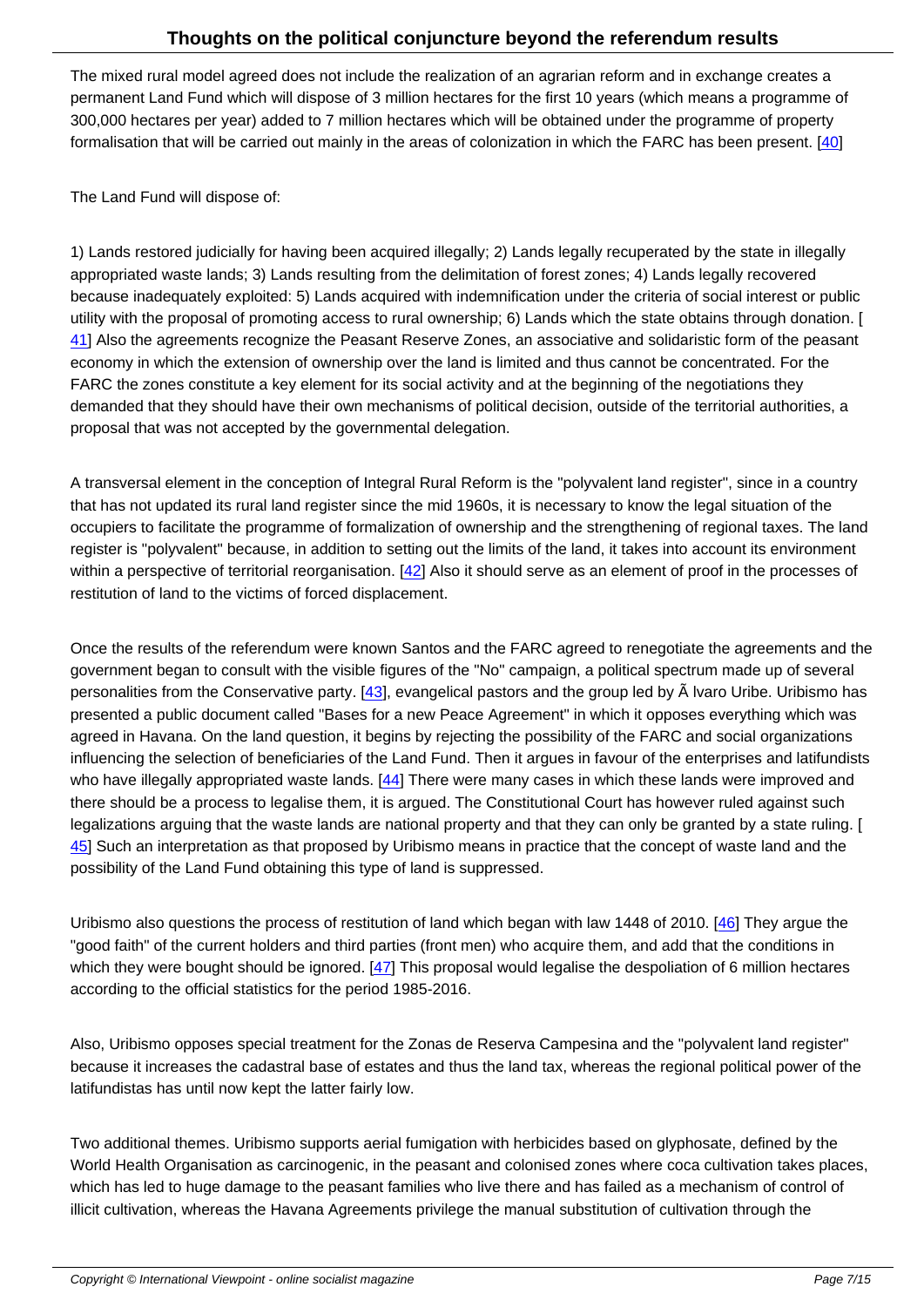The mixed rural model agreed does not include the realization of an agrarian reform and in exchange creates a permanent Land Fund which will dispose of 3 million hectares for the first 10 years (which means a programme of 300,000 hectares per year) added to 7 million hectares which will be obtained under the programme of property formalisation that will be carried out mainly in the areas of colonization in which the FARC has been present. [40]

The Land Fund will dispose of:

1) Lands restored judicially for having been acquired illegally; 2) Lands legally recuperated by the state in illegally appropriated waste lands; 3) Lands resulting from the delimitation of forest zones; 4) Lands legally recovered because inadequately exploited: 5) Lands acquired with indemnification under the criteria of social interest or public utility with the proposal of promoting access to rural ownership; 6) Lands which the state obtains through donation. [41] Also the agreements recognize the Peasant Reserve Zones, an associative and solidaristic form of the peasant economy in which the extension of ownership over the land is limited and thus cannot be concentrated. For the FARC the zones constitute a key element for its social activity and at the beginning of the negotiations they demanded that they should have their own mechanisms of political decision, outside of the territorial authorities, a proposal that was not accepted by the governmental delegation.

A transversal element in the conception of Integral Rural Reform is the "polyvalent land register", since in a country that has not updated its rural land register since the mid 1960s, it is necessary to know the legal situation of the occupiers to facilitate the programme of formalization of ownership and the strengthening of regional taxes. The land register is "polyvalent" because, in addition to setting out the limits of the land, it takes into account its environment within a perspective of territorial reorganisation. [42] Also it should serve as an element of proof in the processes of restitution of land to the victims of forced displacement.

Once the results of the referendum were known Santos and the FARC agreed to renegotiate the agreements and the government began to consult with the visible figures of the "No" campaign, a political spectrum made up of several personalities from the Conservative party. [43], evangelical pastors and the group led by Ã lvaro Uribe. Uribismo has presented a public document called "Bases for a new Peace Agreement" in which it opposes everything which was agreed in Havana. On the land question, it begins by rejecting the possibility of the FARC and social organizations influencing the selection of beneficiaries of the Land Fund. Then it argues in favour of the enterprises and latifundists who have illegally appropriated waste lands. [44] There were many cases in which these lands were improved and there should be a process to legalise them, it is argued. The Constitutional Court has however ruled against such legalizations arguing that the waste lands are national property and that they can only be granted by a state ruling. [45] Such an interpretation as that proposed by Uribismo means in practice that the concept of waste land and the possibility of the Land Fund obtaining this type of land is suppressed.

Uribismo also questions the process of restitution of land which began with law 1448 of 2010. [46] They argue the "good faith" of the current holders and third parties (front men) who acquire them, and add that the conditions in which they were bought should be ignored. [47] This proposal would legalise the despoliation of 6 million hectares according to the official statistics for the period 1985-2016.

Also, Uribismo opposes special treatment for the Zonas de Reserva Campesina and the "polyvalent land register" because it increases the cadastral base of estates and thus the land tax, whereas the regional political power of the latifundistas has until now kept the latter fairly low.

Two additional themes. Uribismo supports aerial fumigation with herbicides based on glyphosate, defined by the World Health Organisation as carcinogenic, in the peasant and colonised zones where coca cultivation takes places, which has led to huge damage to the peasant families who live there and has failed as a mechanism of control of illicit cultivation, whereas the Havana Agreements privilege the manual substitution of cultivation through the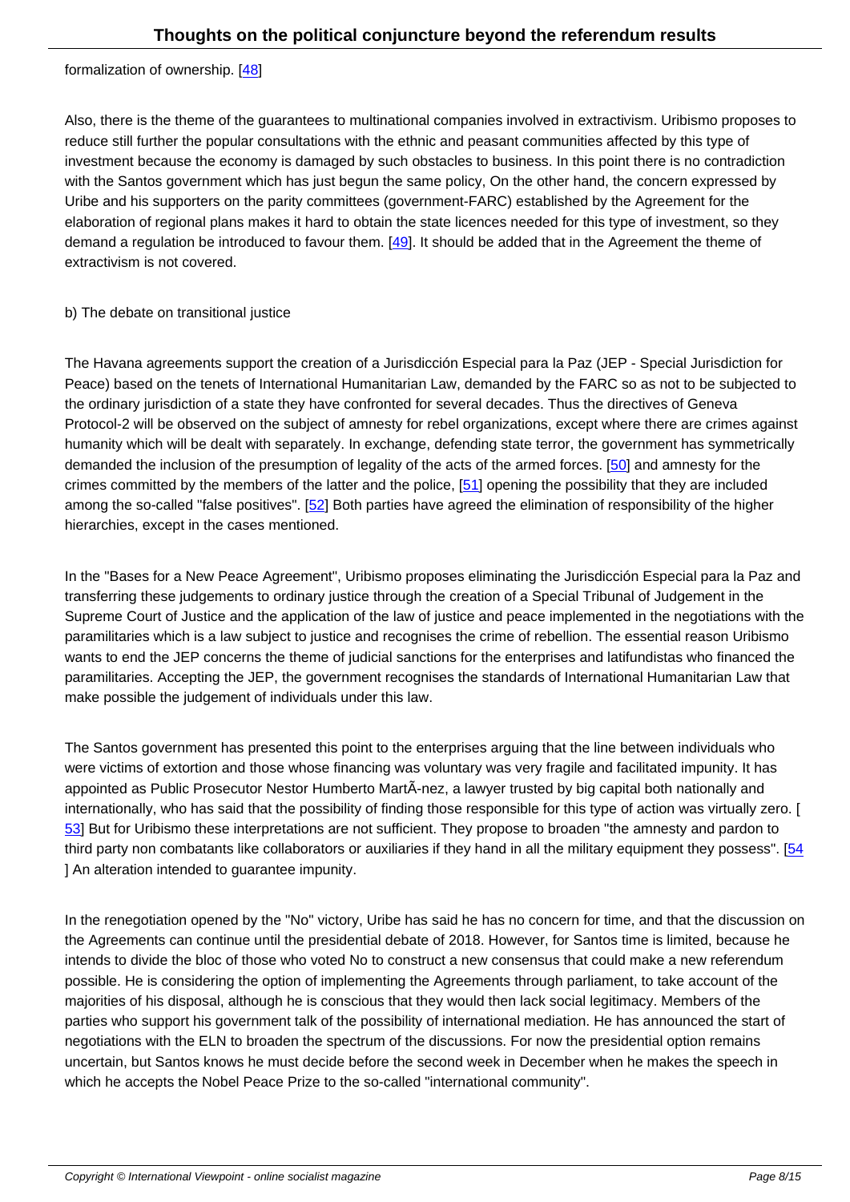formalization of ownership. [48]

Also, there is the theme of the guarantees to multinational companies involved in extractivism. Uribismo proposes to reduce still further the popular consultations with the ethnic and peasant communities affected by this type of investment because the economy is damaged by such obstacles to business. In this point there is no contradiction with the Santos government which has just begun the same policy, On the other hand, the concern expressed by Uribe and his supporters on the parity committees (government-FARC) established by the Agreement for the elaboration of regional plans makes it hard to obtain the state licences needed for this type of investment, so they demand a regulation be introduced to favour them. [49]. It should be added that in the Agreement the theme of extractivism is not covered.

b) The debate on transitional justice

The Havana agreements support the creation of a Jurisdicción Especial para la Paz (JEP - Special Jurisdiction for Peace) based on the tenets of International Humanitarian Law, demanded by the FARC so as not to be subjected to the ordinary jurisdiction of a state they have confronted for several decades. Thus the directives of Geneva Protocol-2 will be observed on the subject of amnesty for rebel organizations, except where there are crimes against humanity which will be dealt with separately. In exchange, defending state terror, the government has symmetrically demanded the inclusion of the presumption of legality of the acts of the armed forces. [50] and amnesty for the crimes committed by the members of the latter and the police, [51] opening the possibility that they are included among the so-called "false positives". [52] Both parties have agreed the elimination of responsibility of the higher hierarchies, except in the cases mentioned.

In the "Bases for a New Peace Agreement", Uribismo proposes eliminating the Jurisdicción Especial para la Paz and transferring these judgements to ordinary justice through the creation of a Special Tribunal of Judgement in the Supreme Court of Justice and the application of the law of justice and peace implemented in the negotiations with the paramilitaries which is a law subject to justice and recognises the crime of rebellion. The essential reason Uribismo wants to end the JEP concerns the theme of judicial sanctions for the enterprises and latifundistas who financed the paramilitaries. Accepting the JEP, the government recognises the standards of International Humanitarian Law that make possible the judgement of individuals under this law.

The Santos government has presented this point to the enterprises arguing that the line between individuals who were victims of extortion and those whose financing was voluntary was very fragile and facilitated impunity. It has appointed as Public Prosecutor Nestor Humberto MartÃ-nez, a lawyer trusted by big capital both nationally and internationally, who has said that the possibility of finding those responsible for this type of action was virtually zero. [53] But for Uribismo these interpretations are not sufficient. They propose to broaden "the amnesty and pardon to third party non combatants like collaborators or auxiliaries if they hand in all the military equipment they possess". [54] An alteration intended to guarantee impunity.

In the renegotiation opened by the "No" victory, Uribe has said he has no concern for time, and that the discussion on the Agreements can continue until the presidential debate of 2018. However, for Santos time is limited, because he intends to divide the bloc of those who voted No to construct a new consensus that could make a new referendum possible. He is considering the option of implementing the Agreements through parliament, to take account of the majorities of his disposal, although he is conscious that they would then lack social legitimacy. Members of the parties who support his government talk of the possibility of international mediation. He has announced the start of negotiations with the ELN to broaden the spectrum of the discussions. For now the presidential option remains uncertain, but Santos knows he must decide before the second week in December when he makes the speech in which he accepts the Nobel Peace Prize to the so-called "international community".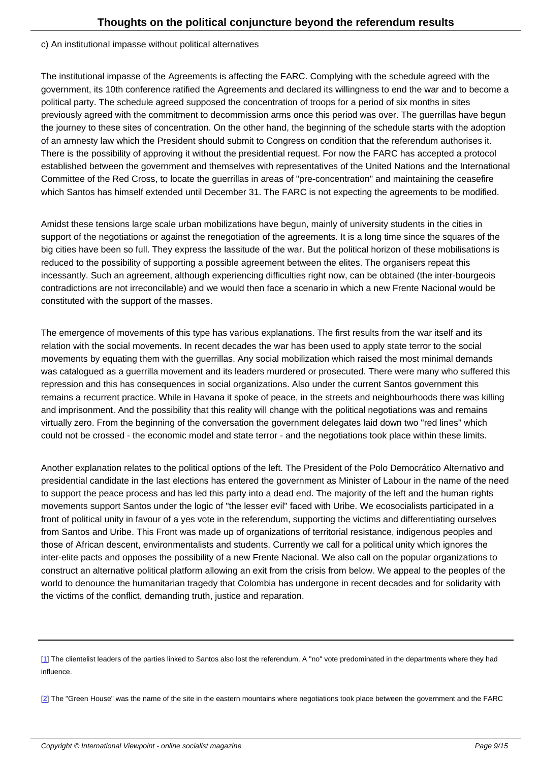c) An institutional impasse without political alternatives

The institutional impasse of the Agreements is affecting the FARC. Complying with the schedule agreed with the government, its 10th conference ratified the Agreements and declared its willingness to end the war and to become a political party. The schedule agreed supposed the concentration of troops for a period of six months in sites previously agreed with the commitment to decommission arms once this period was over. The guerrillas have begun the journey to these sites of concentration. On the other hand, the beginning of the schedule starts with the adoption of an amnesty law which the President should submit to Congress on condition that the referendum authorises it. There is the possibility of approving it without the presidential request. For now the FARC has accepted a protocol established between the government and themselves with representatives of the United Nations and the International Committee of the Red Cross, to locate the guerrillas in areas of "pre-concentration" and maintaining the ceasefire which Santos has himself extended until December 31. The FARC is not expecting the agreements to be modified.

Amidst these tensions large scale urban mobilizations have begun, mainly of university students in the cities in support of the negotiations or against the renegotiation of the agreements. It is a long time since the squares of the big cities have been so full. They express the lassitude of the war. But the political horizon of these mobilisations is reduced to the possibility of supporting a possible agreement between the elites. The organisers repeat this incessantly. Such an agreement, although experiencing difficulties right now, can be obtained (the inter-bourgeois contradictions are not irreconcilable) and we would then face a scenario in which a new Frente Nacional would be constituted with the support of the masses.

The emergence of movements of this type has various explanations. The first results from the war itself and its relation with the social movements. In recent decades the war has been used to apply state terror to the social movements by equating them with the guerrillas. Any social mobilization which raised the most minimal demands was catalogued as a guerrilla movement and its leaders murdered or prosecuted. There were many who suffered this repression and this has consequences in social organizations. Also under the current Santos government this remains a recurrent practice. While in Havana it spoke of peace, in the streets and neighbourhoods there was killing and imprisonment. And the possibility that this reality will change with the political negotiations was and remains virtually zero. From the beginning of the conversation the government delegates laid down two "red lines" which could not be crossed - the economic model and state terror - and the negotiations took place within these limits.

Another explanation relates to the political options of the left. The President of the Polo Democrático Alternativo and presidential candidate in the last elections has entered the government as Minister of Labour in the name of the need to support the peace process and has led this party into a dead end. The majority of the left and the human rights movements support Santos under the logic of "the lesser evil" faced with Uribe. We ecosocialists participated in a front of political unity in favour of a yes vote in the referendum, supporting the victims and differentiating ourselves from Santos and Uribe. This Front was made up of organizations of territorial resistance, indigenous peoples and those of African descent, environmentalists and students. Currently we call for a political unity which ignores the inter-elite pacts and opposes the possibility of a new Frente Nacional. We also call on the popular organizations to construct an alternative political platform allowing an exit from the crisis from below. We appeal to the peoples of the world to denounce the humanitarian tragedy that Colombia has undergone in recent decades and for solidarity with the victims of the conflict, demanding truth, justice and reparation.

---

[1] The clientelist leaders of the parties linked to Santos also lost the referendum. A "no" vote predominated in the departments where they had influence.

[2] The "Green House" was the name of the site in the eastern mountains where negotiations took place between the government and the FARC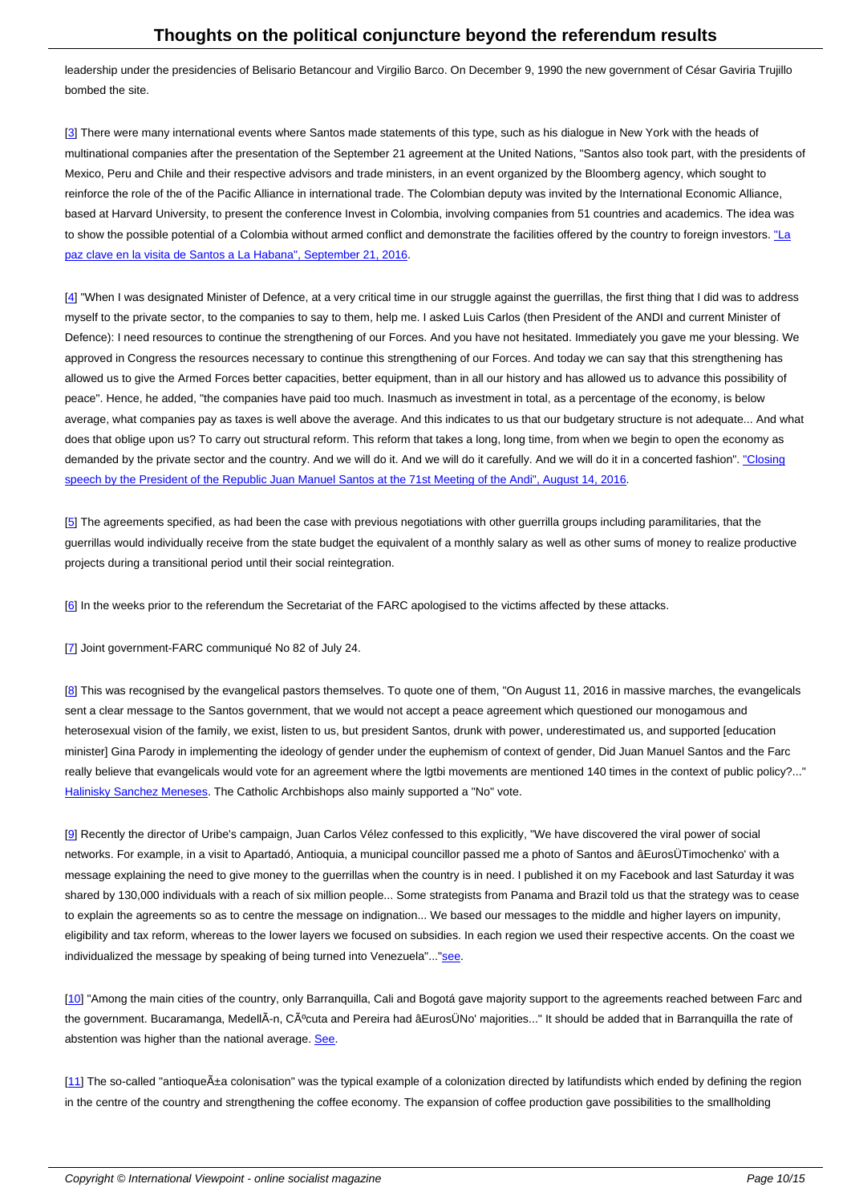leadership under the presidencies of Belisario Betancour and Virgilio Barco. On December 9, 1990 the new government of César Gaviria Trujillo bombed the site.

[3] There were many international events where Santos made statements of this type, such as his dialogue in New York with the heads of multinational companies after the presentation of the September 21 agreement at the United Nations, "Santos also took part, with the presidents of Mexico, Peru and Chile and their respective advisors and trade ministers, in an event organized by the Bloomberg agency, which sought to reinforce the role of the of the Pacific Alliance in international trade. The Colombian deputy was invited by the International Economic Alliance, based at Harvard University, to present the conference Invest in Colombia, involving companies from 51 countries and academics. The idea was to show the possible potential of a Colombia without armed conflict and demonstrate the facilities offered by the country to foreign investors. "La paz clave en la visita de Santos a La Habana", September 21, 2016.

[4] "When I was designated Minister of Defence, at a very critical time in our struggle against the guerrillas, the first thing that I did was to address myself to the private sector, to the companies to say to them, help me. I asked Luis Carlos (then President of the ANDI and current Minister of Defence): I need resources to continue the strengthening of our Forces. And you have not hesitated. Immediately you gave me your blessing. We approved in Congress the resources necessary to continue this strengthening of our Forces. And today we can say that this strengthening has allowed us to give the Armed Forces better capacities, better equipment, than in all our history and has allowed us to advance this possibility of peace". Hence, he added, "the companies have paid too much. Inasmuch as investment in total, as a percentage of the economy, is below average, what companies pay as taxes is well above the average. And this indicates to us that our budgetary structure is not adequate... And what does that oblige upon us? To carry out structural reform. This reform that takes a long, long time, from when we begin to open the economy as demanded by the private sector and the country. And we will do it. And we will do it carefully. And we will do it in a concerted fashion". "Closing speech by the President of the Republic Juan Manuel Santos at the 71st Meeting of the Andi", August 14, 2016.

[5] The agreements specified, as had been the case with previous negotiations with other guerrilla groups including paramilitaries, that the guerrillas would individually receive from the state budget the equivalent of a monthly salary as well as other sums of money to realize productive projects during a transitional period until their social reintegration.

[6] In the weeks prior to the referendum the Secretariat of the FARC apologised to the victims affected by these attacks.

[7] Joint government-FARC communiqué No 82 of July 24.

[8] This was recognised by the evangelical pastors themselves. To quote one of them, "On August 11, 2016 in massive marches, the evangelicals sent a clear message to the Santos government, that we would not accept a peace agreement which questioned our monogamous and heterosexual vision of the family, we exist, listen to us, but president Santos, drunk with power, underestimated us, and supported [education minister] Gina Parody in implementing the ideology of gender under the euphemism of context of gender, Did Juan Manuel Santos and the Farc really believe that evangelicals would vote for an agreement where the lgtbi movements are mentioned 140 times in the context of public policy?..." Halinisky Sanchez Meneses. The Catholic Archbishops also mainly supported a "No" vote.

[9] Recently the director of Uribe's campaign, Juan Carlos Vélez confessed to this explicitly, "We have discovered the viral power of social networks. For example, in a visit to Apartadó, Antioquia, a municipal councillor passed me a photo of Santos and âEurosÜTimochenko' with a message explaining the need to give money to the guerrillas when the country is in need. I published it on my Facebook and last Saturday it was shared by 130,000 individuals with a reach of six million people... Some strategists from Panama and Brazil told us that the strategy was to cease to explain the agreements so as to centre the message on indignation... We based our messages to the middle and higher layers on impunity, eligibility and tax reform, whereas to the lower layers we focused on subsidies. In each region we used their respective accents. On the coast we individualized the message by speaking of being turned into Venezuela"..."see.

[10] "Among the main cities of the country, only Barranquilla, Cali and Bogotá gave majority support to the agreements reached between Farc and the government. Bucaramanga, MedellÃ-n, CÃºcuta and Pereira had âEurosÜNo' majorities..." It should be added that in Barranquilla the rate of abstention was higher than the national average. See.

[11] The so-called "antioqueÃ±a colonisation" was the typical example of a colonization directed by latifundists which ended by defining the region in the centre of the country and strengthening the coffee economy. The expansion of coffee production gave possibilities to the smallholding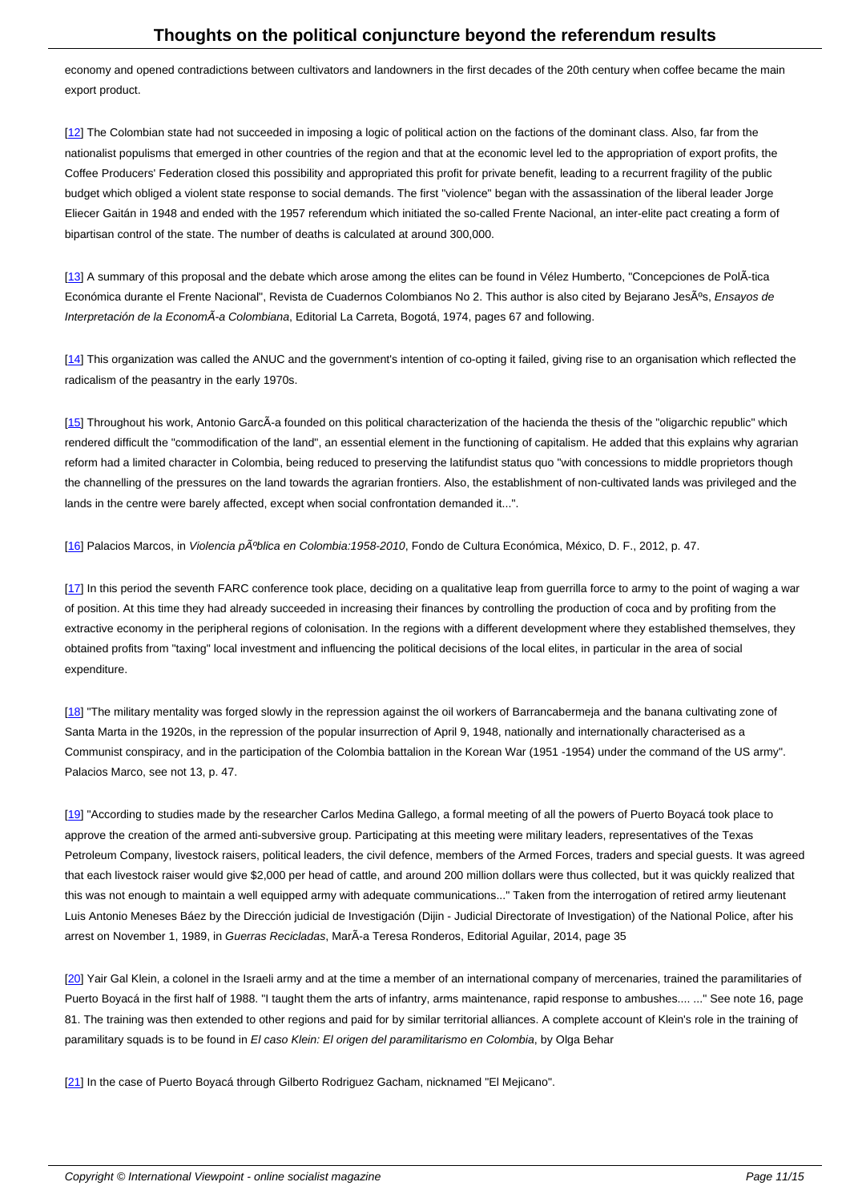economy and opened contradictions between cultivators and landowners in the first decades of the 20th century when coffee became the main export product.

[12] The Colombian state had not succeeded in imposing a logic of political action on the factions of the dominant class. Also, far from the nationalist populisms that emerged in other countries of the region and that at the economic level led to the appropriation of export profits, the Coffee Producers' Federation closed this possibility and appropriated this profit for private benefit, leading to a recurrent fragility of the public budget which obliged a violent state response to social demands. The first "violence" began with the assassination of the liberal leader Jorge Eliecer Gaitán in 1948 and ended with the 1957 referendum which initiated the so-called Frente Nacional, an inter-elite pact creating a form of bipartisan control of the state. The number of deaths is calculated at around 300,000.

[13] A summary of this proposal and the debate which arose among the elites can be found in Vélez Humberto, "Concepciones de PolÃ-tica Económica durante el Frente Nacional", Revista de Cuadernos Colombianos No 2. This author is also cited by Bejarano JesÃºs, *Ensayos de Interpretación de la EconomÃ-a Colombiana*, Editorial La Carreta, Bogotá, 1974, pages 67 and following.

[14] This organization was called the ANUC and the government's intention of co-opting it failed, giving rise to an organisation which reflected the radicalism of the peasantry in the early 1970s.

[15] Throughout his work, Antonio GarcÃ-a founded on this political characterization of the hacienda the thesis of the "oligarchic republic" which rendered difficult the "commodification of the land", an essential element in the functioning of capitalism. He added that this explains why agrarian reform had a limited character in Colombia, being reduced to preserving the latifundist status quo "with concessions to middle proprietors though the channelling of the pressures on the land towards the agrarian frontiers. Also, the establishment of non-cultivated lands was privileged and the lands in the centre were barely affected, except when social confrontation demanded it...".

[16] Palacios Marcos, in *Violencia pÃºblica en Colombia:1958-2010*, Fondo de Cultura Económica, México, D. F., 2012, p. 47.

[17] In this period the seventh FARC conference took place, deciding on a qualitative leap from guerrilla force to army to the point of waging a war of position. At this time they had already succeeded in increasing their finances by controlling the production of coca and by profiting from the extractive economy in the peripheral regions of colonisation. In the regions with a different development where they established themselves, they obtained profits from "taxing" local investment and influencing the political decisions of the local elites, in particular in the area of social expenditure.

[18] "The military mentality was forged slowly in the repression against the oil workers of Barrancabermeja and the banana cultivating zone of Santa Marta in the 1920s, in the repression of the popular insurrection of April 9, 1948, nationally and internationally characterised as a Communist conspiracy, and in the participation of the Colombia battalion in the Korean War (1951 -1954) under the command of the US army". Palacios Marco, see not 13, p. 47.

[19] "According to studies made by the researcher Carlos Medina Gallego, a formal meeting of all the powers of Puerto Boyacá took place to approve the creation of the armed anti-subversive group. Participating at this meeting were military leaders, representatives of the Texas Petroleum Company, livestock raisers, political leaders, the civil defence, members of the Armed Forces, traders and special guests. It was agreed that each livestock raiser would give $2,000 per head of cattle, and around 200 million dollars were thus collected, but it was quickly realized that this was not enough to maintain a well equipped army with adequate communications..." Taken from the interrogation of retired army lieutenant Luis Antonio Meneses Báez by the Dirección judicial de Investigación (Dijin - Judicial Directorate of Investigation) of the National Police, after his arrest on November 1, 1989, in *Guerras Recicladas*, MarÃ-a Teresa Ronderos, Editorial Aguilar, 2014, page 35

[20] Yair Gal Klein, a colonel in the Israeli army and at the time a member of an international company of mercenaries, trained the paramilitaries of Puerto Boyacá in the first half of 1988. "I taught them the arts of infantry, arms maintenance, rapid response to ambushes.... ..." See note 16, page 81. The training was then extended to other regions and paid for by similar territorial alliances. A complete account of Klein's role in the training of paramilitary squads is to be found in *El caso Klein: El origen del paramilitarismo en Colombia*, by Olga Behar

[21] In the case of Puerto Boyacá through Gilberto Rodriguez Gacham, nicknamed "El Mejicano".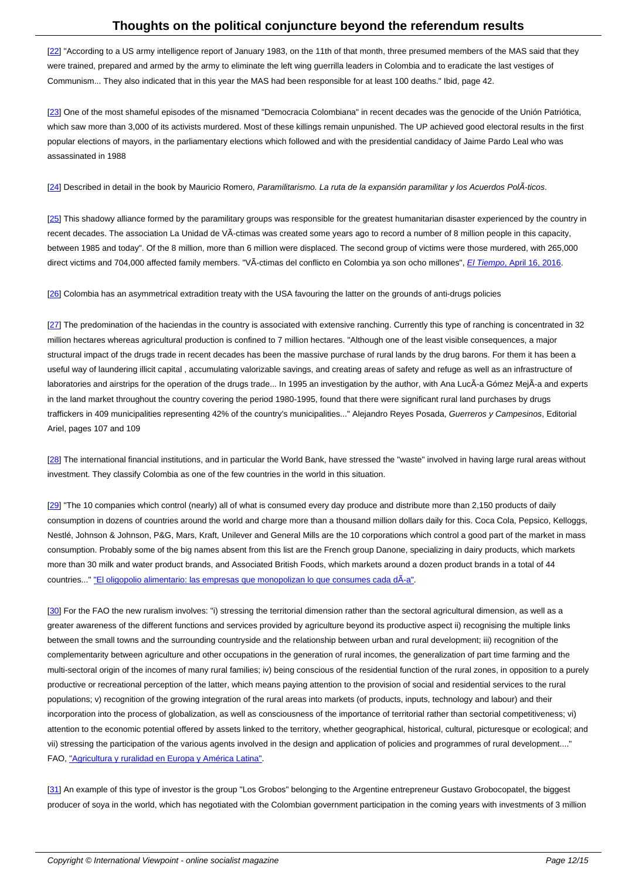[22] "According to a US army intelligence report of January 1983, on the 11th of that month, three presumed members of the MAS said that they were trained, prepared and armed by the army to eliminate the left wing guerrilla leaders in Colombia and to eradicate the last vestiges of Communism... They also indicated that in this year the MAS had been responsible for at least 100 deaths." Ibid, page 42.

[23] One of the most shameful episodes of the misnamed "Democracia Colombiana" in recent decades was the genocide of the Unión Patriótica, which saw more than 3,000 of its activists murdered. Most of these killings remain unpunished. The UP achieved good electoral results in the first popular elections of mayors, in the parliamentary elections which followed and with the presidential candidacy of Jaime Pardo Leal who was assassinated in 1988

[24] Described in detail in the book by Mauricio Romero, *Paramilitarismo. La ruta de la expansión paramilitar y los Acuerdos PolÃ-ticos*.

[25] This shadowy alliance formed by the paramilitary groups was responsible for the greatest humanitarian disaster experienced by the country in recent decades. The association La Unidad de VÃ-ctimas was created some years ago to record a number of 8 million people in this capacity, between 1985 and today". Of the 8 million, more than 6 million were displaced. The second group of victims were those murdered, with 265,000 direct victims and 704,000 affected family members. "VÃ-ctimas del conflicto en Colombia ya son ocho millones", *El Tiempo*, April 16, 2016.

[26] Colombia has an asymmetrical extradition treaty with the USA favouring the latter on the grounds of anti-drugs policies

[27] The predomination of the haciendas in the country is associated with extensive ranching. Currently this type of ranching is concentrated in 32 million hectares whereas agricultural production is confined to 7 million hectares. "Although one of the least visible consequences, a major structural impact of the drugs trade in recent decades has been the massive purchase of rural lands by the drug barons. For them it has been a useful way of laundering illicit capital , accumulating valorizable savings, and creating areas of safety and refuge as well as an infrastructure of laboratories and airstrips for the operation of the drugs trade... In 1995 an investigation by the author, with Ana LucÃ-a Gómez MejÃ-a and experts in the land market throughout the country covering the period 1980-1995, found that there were significant rural land purchases by drugs traffickers in 409 municipalities representing 42% of the country's municipalities..." Alejandro Reyes Posada, *Guerreros y Campesinos*, Editorial Ariel, pages 107 and 109

[28] The international financial institutions, and in particular the World Bank, have stressed the "waste" involved in having large rural areas without investment. They classify Colombia as one of the few countries in the world in this situation.

[29] "The 10 companies which control (nearly) all of what is consumed every day produce and distribute more than 2,150 products of daily consumption in dozens of countries around the world and charge more than a thousand million dollars daily for this. Coca Cola, Pepsico, Kelloggs, Nestlé, Johnson & Johnson, P&G, Mars, Kraft, Unilever and General Mills are the 10 corporations which control a good part of the market in mass consumption. Probably some of the big names absent from this list are the French group Danone, specializing in dairy products, which markets more than 30 milk and water product brands, and Associated British Foods, which markets around a dozen product brands in a total of 44 countries..." "El oligopolio alimentario: las empresas que monopolizan lo que consumes cada dÃ-a".

[30] For the FAO the new ruralism involves: "i) stressing the territorial dimension rather than the sectoral agricultural dimension, as well as a greater awareness of the different functions and services provided by agriculture beyond its productive aspect ii) recognising the multiple links between the small towns and the surrounding countryside and the relationship between urban and rural development; iii) recognition of the complementarity between agriculture and other occupations in the generation of rural incomes, the generalization of part time farming and the multi-sectoral origin of the incomes of many rural families; iv) being conscious of the residential function of the rural zones, in opposition to a purely productive or recreational perception of the latter, which means paying attention to the provision of social and residential services to the rural populations; v) recognition of the growing integration of the rural areas into markets (of products, inputs, technology and labour) and their incorporation into the process of globalization, as well as consciousness of the importance of territorial rather than sectorial competitiveness; vi) attention to the economic potential offered by assets linked to the territory, whether geographical, historical, cultural, picturesque or ecological; and vii) stressing the participation of the various agents involved in the design and application of policies and programmes of rural development...." FAO, "Agricultura y ruralidad en Europa y América Latina".

[31] An example of this type of investor is the group "Los Grobos" belonging to the Argentine entrepreneur Gustavo Grobocopatel, the biggest producer of soya in the world, which has negotiated with the Colombian government participation in the coming years with investments of 3 million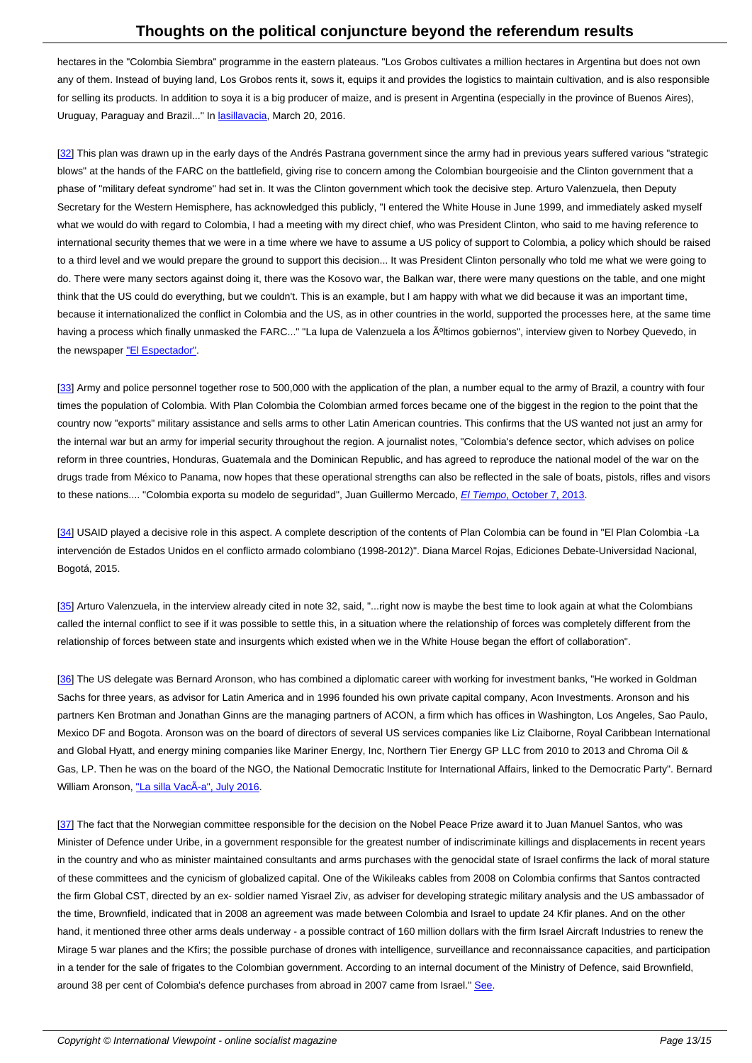hectares in the "Colombia Siembra" programme in the eastern plateaus. "Los Grobos cultivates a million hectares in Argentina but does not own any of them. Instead of buying land, Los Grobos rents it, sows it, equips it and provides the logistics to maintain cultivation, and is also responsible for selling its products. In addition to soya it is a big producer of maize, and is present in Argentina (especially in the province of Buenos Aires), Uruguay, Paraguay and Brazil..." In lasillavacia, March 20, 2016.

[32] This plan was drawn up in the early days of the Andrés Pastrana government since the army had in previous years suffered various "strategic blows" at the hands of the FARC on the battlefield, giving rise to concern among the Colombian bourgeoisie and the Clinton government that a phase of "military defeat syndrome" had set in. It was the Clinton government which took the decisive step. Arturo Valenzuela, then Deputy Secretary for the Western Hemisphere, has acknowledged this publicly, "I entered the White House in June 1999, and immediately asked myself what we would do with regard to Colombia, I had a meeting with my direct chief, who was President Clinton, who said to me having reference to international security themes that we were in a time where we have to assume a US policy of support to Colombia, a policy which should be raised to a third level and we would prepare the ground to support this decision... It was President Clinton personally who told me what we were going to do. There were many sectors against doing it, there was the Kosovo war, the Balkan war, there were many questions on the table, and one might think that the US could do everything, but we couldn't. This is an example, but I am happy with what we did because it was an important time, because it internationalized the conflict in Colombia and the US, as in other countries in the world, supported the processes here, at the same time having a process which finally unmasked the FARC..." "La lupa de Valenzuela a los Ãºltimos gobiernos", interview given to Norbey Quevedo, in the newspaper "El Espectador".

[33] Army and police personnel together rose to 500,000 with the application of the plan, a number equal to the army of Brazil, a country with four times the population of Colombia. With Plan Colombia the Colombian armed forces became one of the biggest in the region to the point that the country now "exports" military assistance and sells arms to other Latin American countries. This confirms that the US wanted not just an army for the internal war but an army for imperial security throughout the region. A journalist notes, "Colombia's defence sector, which advises on police reform in three countries, Honduras, Guatemala and the Dominican Republic, and has agreed to reproduce the national model of the war on the drugs trade from México to Panama, now hopes that these operational strengths can also be reflected in the sale of boats, pistols, rifles and visors to these nations.... "Colombia exporta su modelo de seguridad", Juan Guillermo Mercado, *El Tiempo*, October 7, 2013.

[34] USAID played a decisive role in this aspect. A complete description of the contents of Plan Colombia can be found in "El Plan Colombia -La intervención de Estados Unidos en el conflicto armado colombiano (1998-2012)". Diana Marcel Rojas, Ediciones Debate-Universidad Nacional, Bogotá, 2015.

[35] Arturo Valenzuela, in the interview already cited in note 32, said, "...right now is maybe the best time to look again at what the Colombians called the internal conflict to see if it was possible to settle this, in a situation where the relationship of forces was completely different from the relationship of forces between state and insurgents which existed when we in the White House began the effort of collaboration".

[36] The US delegate was Bernard Aronson, who has combined a diplomatic career with working for investment banks, "He worked in Goldman Sachs for three years, as advisor for Latin America and in 1996 founded his own private capital company, Acon Investments. Aronson and his partners Ken Brotman and Jonathan Ginns are the managing partners of ACON, a firm which has offices in Washington, Los Angeles, Sao Paulo, Mexico DF and Bogota. Aronson was on the board of directors of several US services companies like Liz Claiborne, Royal Caribbean International and Global Hyatt, and energy mining companies like Mariner Energy, Inc, Northern Tier Energy GP LLC from 2010 to 2013 and Chroma Oil & Gas, LP. Then he was on the board of the NGO, the National Democratic Institute for International Affairs, linked to the Democratic Party". Bernard William Aronson, "La silla VacÃ-a", July 2016.

[37] The fact that the Norwegian committee responsible for the decision on the Nobel Peace Prize award it to Juan Manuel Santos, who was Minister of Defence under Uribe, in a government responsible for the greatest number of indiscriminate killings and displacements in recent years in the country and who as minister maintained consultants and arms purchases with the genocidal state of Israel confirms the lack of moral stature of these committees and the cynicism of globalized capital. One of the Wikileaks cables from 2008 on Colombia confirms that Santos contracted the firm Global CST, directed by an ex- soldier named Yisrael Ziv, as adviser for developing strategic military analysis and the US ambassador of the time, Brownfield, indicated that in 2008 an agreement was made between Colombia and Israel to update 24 Kfir planes. And on the other hand, it mentioned three other arms deals underway - a possible contract of 160 million dollars with the firm Israel Aircraft Industries to renew the Mirage 5 war planes and the Kfirs; the possible purchase of drones with intelligence, surveillance and reconnaissance capacities, and participation in a tender for the sale of frigates to the Colombian government. According to an internal document of the Ministry of Defence, said Brownfield, around 38 per cent of Colombia's defence purchases from abroad in 2007 came from Israel." See.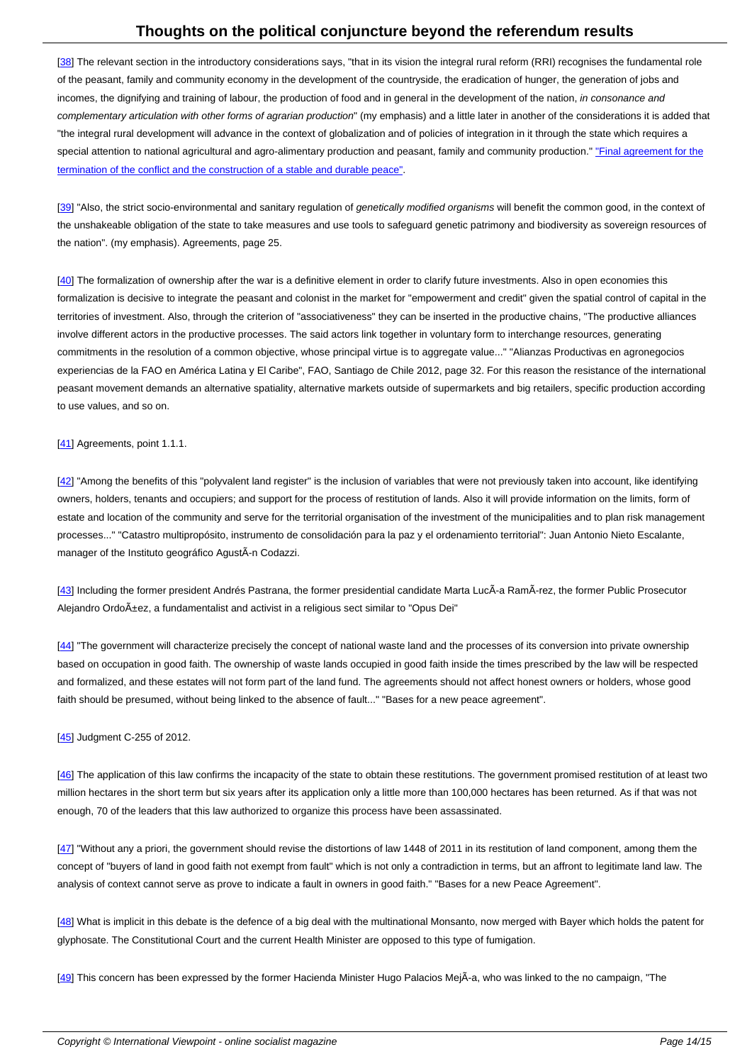[38] The relevant section in the introductory considerations says, "that in its vision the integral rural reform (RRI) recognises the fundamental role of the peasant, family and community economy in the development of the countryside, the eradication of hunger, the generation of jobs and incomes, the dignifying and training of labour, the production of food and in general in the development of the nation, *in consonance and complementary articulation with other forms of agrarian production*" (my emphasis) and a little later in another of the considerations it is added that "the integral rural development will advance in the context of globalization and of policies of integration in it through the state which requires a special attention to national agricultural and agro-alimentary production and peasant, family and community production." "Final agreement for the termination of the conflict and the construction of a stable and durable peace".

[39] "Also, the strict socio-environmental and sanitary regulation of *genetically modified organisms* will benefit the common good, in the context of the unshakeable obligation of the state to take measures and use tools to safeguard genetic patrimony and biodiversity as sovereign resources of the nation". (my emphasis). Agreements, page 25.

[40] The formalization of ownership after the war is a definitive element in order to clarify future investments. Also in open economies this formalization is decisive to integrate the peasant and colonist in the market for "empowerment and credit" given the spatial control of capital in the territories of investment. Also, through the criterion of "associativeness" they can be inserted in the productive chains, "The productive alliances involve different actors in the productive processes. The said actors link together in voluntary form to interchange resources, generating commitments in the resolution of a common objective, whose principal virtue is to aggregate value..." "Alianzas Productivas en agronegocios experiencias de la FAO en América Latina y El Caribe", FAO, Santiago de Chile 2012, page 32. For this reason the resistance of the international peasant movement demands an alternative spatiality, alternative markets outside of supermarkets and big retailers, specific production according to use values, and so on.

[41] Agreements, point 1.1.1.

[42] "Among the benefits of this "polyvalent land register" is the inclusion of variables that were not previously taken into account, like identifying owners, holders, tenants and occupiers; and support for the process of restitution of lands. Also it will provide information on the limits, form of estate and location of the community and serve for the territorial organisation of the investment of the municipalities and to plan risk management processes..." "Catastro multipropósito, instrumento de consolidación para la paz y el ordenamiento territorial": Juan Antonio Nieto Escalante, manager of the Instituto geográfico AgustÃ­n Codazzi.

[43] Including the former president Andrés Pastrana, the former presidential candidate Marta LucÃ­a RamÃ­rez, the former Public Prosecutor Alejandro OrdoÃ±ez, a fundamentalist and activist in a religious sect similar to "Opus Dei"

[44] "The government will characterize precisely the concept of national waste land and the processes of its conversion into private ownership based on occupation in good faith. The ownership of waste lands occupied in good faith inside the times prescribed by the law will be respected and formalized, and these estates will not form part of the land fund. The agreements should not affect honest owners or holders, whose good faith should be presumed, without being linked to the absence of fault..." "Bases for a new peace agreement".

[45] Judgment C-255 of 2012.

[46] The application of this law confirms the incapacity of the state to obtain these restitutions. The government promised restitution of at least two million hectares in the short term but six years after its application only a little more than 100,000 hectares has been returned. As if that was not enough, 70 of the leaders that this law authorized to organize this process have been assassinated.

[47] "Without any a priori, the government should revise the distortions of law 1448 of 2011 in its restitution of land component, among them the concept of "buyers of land in good faith not exempt from fault" which is not only a contradiction in terms, but an affront to legitimate land law. The analysis of context cannot serve as prove to indicate a fault in owners in good faith." "Bases for a new Peace Agreement".

[48] What is implicit in this debate is the defence of a big deal with the multinational Monsanto, now merged with Bayer which holds the patent for glyphosate. The Constitutional Court and the current Health Minister are opposed to this type of fumigation.

[49] This concern has been expressed by the former Hacienda Minister Hugo Palacios MejÃ­a, who was linked to the no campaign, "The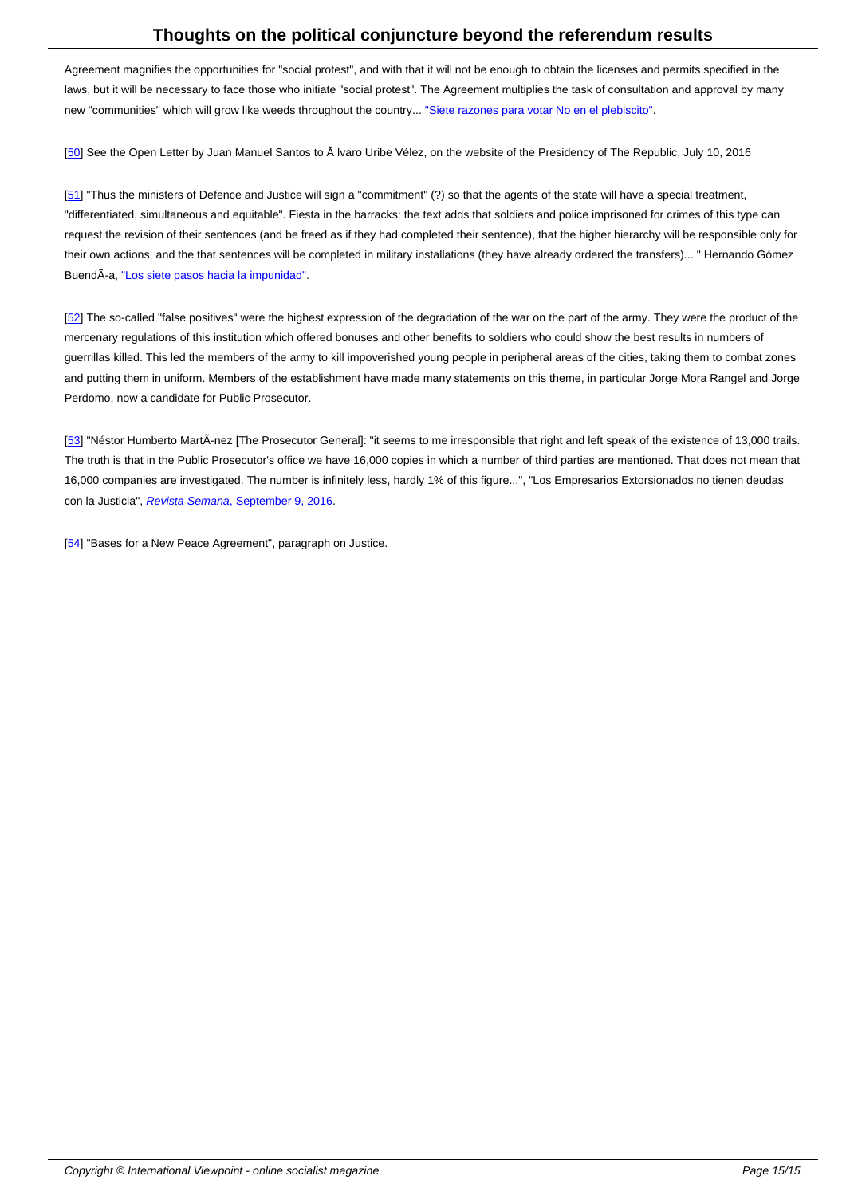Agreement magnifies the opportunities for "social protest", and with that it will not be enough to obtain the licenses and permits specified in the laws, but it will be necessary to face those who initiate "social protest". The Agreement multiplies the task of consultation and approval by many new "communities" which will grow like weeds throughout the country... "Siete razones para votar No en el plebiscito".

[50] See the Open Letter by Juan Manuel Santos to Ã lvaro Uribe Vélez, on the website of the Presidency of The Republic, July 10, 2016

[51] "Thus the ministers of Defence and Justice will sign a "commitment" (?) so that the agents of the state will have a special treatment, "differentiated, simultaneous and equitable". Fiesta in the barracks: the text adds that soldiers and police imprisoned for crimes of this type can request the revision of their sentences (and be freed as if they had completed their sentence), that the higher hierarchy will be responsible only for their own actions, and the that sentences will be completed in military installations (they have already ordered the transfers)... " Hernando Gómez BuendÃ-a, "Los siete pasos hacia la impunidad".

[52] The so-called "false positives" were the highest expression of the degradation of the war on the part of the army. They were the product of the mercenary regulations of this institution which offered bonuses and other benefits to soldiers who could show the best results in numbers of guerrillas killed. This led the members of the army to kill impoverished young people in peripheral areas of the cities, taking them to combat zones and putting them in uniform. Members of the establishment have made many statements on this theme, in particular Jorge Mora Rangel and Jorge Perdomo, now a candidate for Public Prosecutor.

[53] "Néstor Humberto MartÃ-nez [The Prosecutor General]: "it seems to me irresponsible that right and left speak of the existence of 13,000 trails. The truth is that in the Public Prosecutor's office we have 16,000 copies in which a number of third parties are mentioned. That does not mean that 16,000 companies are investigated. The number is infinitely less, hardly 1% of this figure...", "Los Empresarios Extorsionados no tienen deudas con la Justicia", *Revista Semana*, September 9, 2016.

[54] "Bases for a New Peace Agreement", paragraph on Justice.